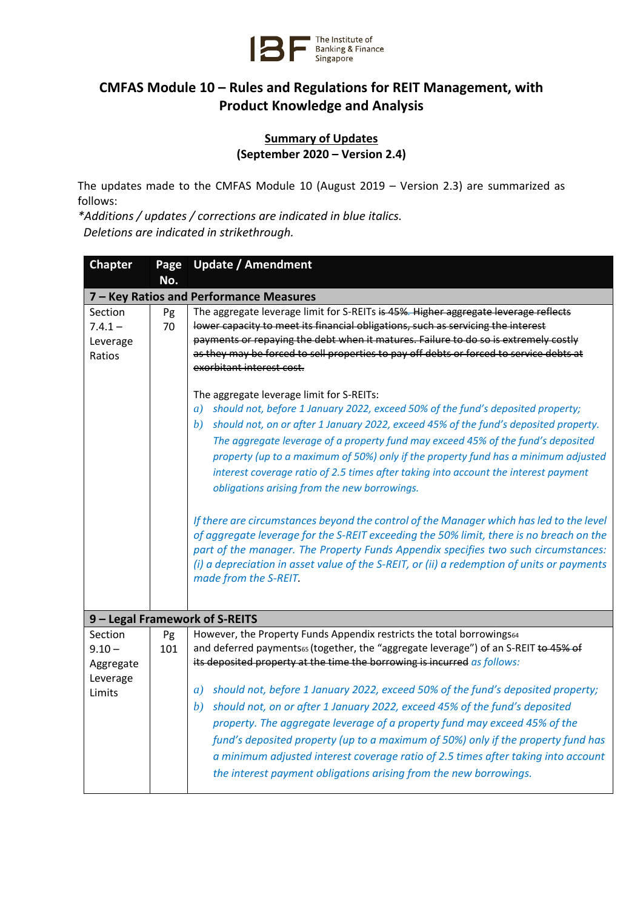# CMFAS Module 10 – Rules and Regulations for REIT Management, with Product Knowledge and Analysis

**Summary of Updates**
**(September 2020 – Version 2.4)**

The updates made to the CMFAS Module 10 (August 2019 – Version 2.3) are summarized as follows:
*\*Additions / updates / corrections are indicated in blue italics.*
Deletions are indicated in strikethrough.

| Chapter | Page No. | Update / Amendment |
|---|---|---|
| **7 – Key Ratios and Performance Measures** | | |
| Section 7.4.1 – Leverage Ratios | Pg 70 | The aggregate leverage limit for S-REITs ~~is 45%. Higher aggregate leverage reflects lower capacity to meet its financial obligations, such as servicing the interest payments or repaying the debt when it matures. Failure to do so is extremely costly as they may be forced to sell properties to pay off debts or forced to service debts at exorbitant interest cost.~~<br><br>The aggregate leverage limit for S-REITs:<br>*a) should not, before 1 January 2022, exceed 50% of the fund's deposited property;*<br>*b) should not, on or after 1 January 2022, exceed 45% of the fund's deposited property. The aggregate leverage of a property fund may exceed 45% of the fund's deposited property (up to a maximum of 50%) only if the property fund has a minimum adjusted interest coverage ratio of 2.5 times after taking into account the interest payment obligations arising from the new borrowings.*<br><br>*If there are circumstances beyond the control of the Manager which has led to the level of aggregate leverage for the S-REIT exceeding the 50% limit, there is no breach on the part of the manager. The Property Funds Appendix specifies two such circumstances: (i) a depreciation in asset value of the S-REIT, or (ii) a redemption of units or payments made from the S-REIT.* |
| **9 – Legal Framework of S-REITS** | | |
| Section 9.10 – Aggregate Leverage Limits | Pg 101 | However, the Property Funds Appendix restricts the total borrowings[64] and deferred payments[65] (together, the "aggregate leverage") of an S-REIT ~~to 45% of its deposited property at the time the borrowing is incurred~~ *as follows:*<br><br>*a) should not, before 1 January 2022, exceed 50% of the fund's deposited property;*<br>*b) should not, on or after 1 January 2022, exceed 45% of the fund's deposited property. The aggregate leverage of a property fund may exceed 45% of the fund's deposited property (up to a maximum of 50%) only if the property fund has a minimum adjusted interest coverage ratio of 2.5 times after taking into account the interest payment obligations arising from the new borrowings.* |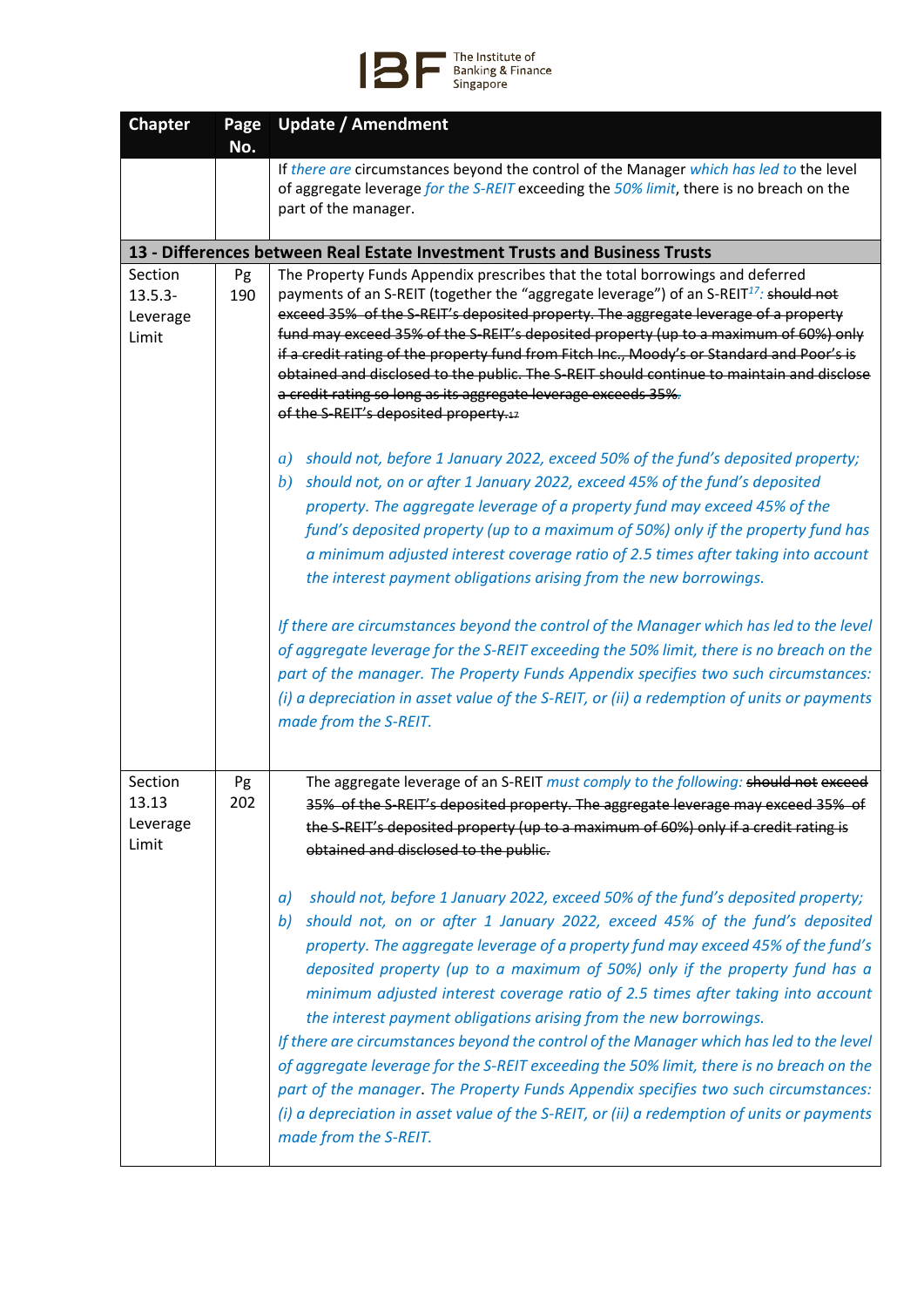| Chapter | Page No. | Update / Amendment |
|---|---|---|
| | | If *there are* circumstances beyond the control of the Manager *which has led to* the level of aggregate leverage *for the S-REIT* exceeding the *50% limit*, there is no breach on the part of the manager. |
| **13 - Differences between Real Estate Investment Trusts and Business Trusts** | | |
| Section 13.5.3- Leverage Limit | Pg 190 | The Property Funds Appendix prescribes that the total borrowings and deferred payments of an S-REIT (together the "aggregate leverage") of an S-REIT[17]*:* ~~should not exceed 35% of the S-REIT's deposited property. The aggregate leverage of a property fund may exceed 35% of the S-REIT's deposited property (up to a maximum of 60%) only if a credit rating of the property fund from Fitch Inc., Moody's or Standard and Poor's is obtained and disclosed to the public. The S-REIT should continue to maintain and disclose a credit rating so long as its aggregate leverage exceeds 35%. of the S-REIT's deposited property.17~~<br><br>*a) should not, before 1 January 2022, exceed 50% of the fund's deposited property;*<br>*b) should not, on or after 1 January 2022, exceed 45% of the fund's deposited property. The aggregate leverage of a property fund may exceed 45% of the fund's deposited property (up to a maximum of 50%) only if the property fund has a minimum adjusted interest coverage ratio of 2.5 times after taking into account the interest payment obligations arising from the new borrowings.*<br><br>*If there are circumstances beyond the control of the Manager which has led to the level of aggregate leverage for the S-REIT exceeding the 50% limit, there is no breach on the part of the manager. The Property Funds Appendix specifies two such circumstances: (i) a depreciation in asset value of the S-REIT, or (ii) a redemption of units or payments made from the S-REIT.* |
| Section 13.13 Leverage Limit | Pg 202 | The aggregate leverage of an S-REIT *must comply to the following:* ~~should not exceed 35% of the S-REIT's deposited property. The aggregate leverage may exceed 35% of the S-REIT's deposited property (up to a maximum of 60%) only if a credit rating is obtained and disclosed to the public.~~<br><br>*a) should not, before 1 January 2022, exceed 50% of the fund's deposited property;*<br>*b) should not, on or after 1 January 2022, exceed 45% of the fund's deposited property. The aggregate leverage of a property fund may exceed 45% of the fund's deposited property (up to a maximum of 50%) only if the property fund has a minimum adjusted interest coverage ratio of 2.5 times after taking into account the interest payment obligations arising from the new borrowings.*<br>*If there are circumstances beyond the control of the Manager which has led to the level of aggregate leverage for the S-REIT exceeding the 50% limit, there is no breach on the part of the manager. The Property Funds Appendix specifies two such circumstances: (i) a depreciation in asset value of the S-REIT, or (ii) a redemption of units or payments made from the S-REIT.* |